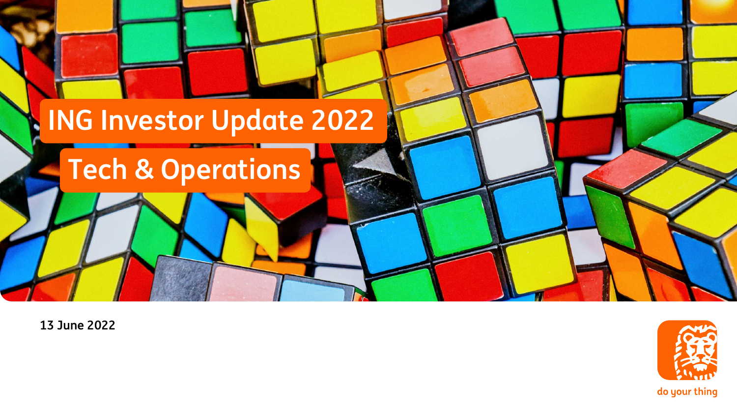# ING Investor Update 2022

## Tech & Operations

13 June 2022

do your thing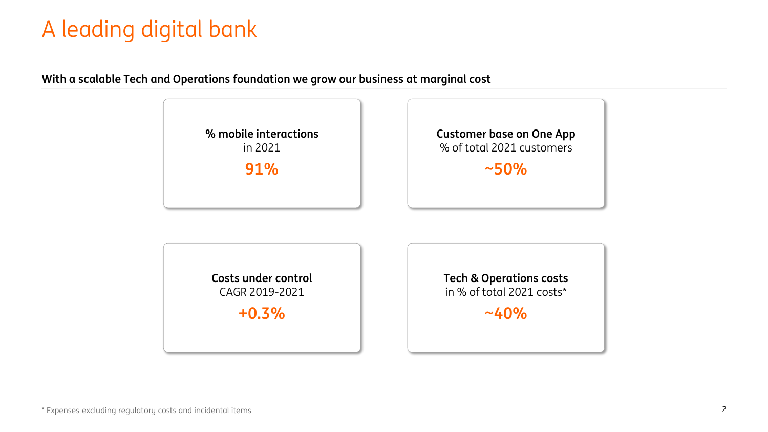# A leading digital bank

**With a scalable Tech and Operations foundation we grow our business at marginal cost**

**% mobile interactions**
in 2021
**91%**

**Customer base on One App**
% of total 2021 customers
**~50%**

**Costs under control**
CAGR 2019-2021
**+0.3%**

**Tech & Operations costs**
in % of total 2021 costs*
**~40%**

* Expenses excluding regulatory costs and incidental items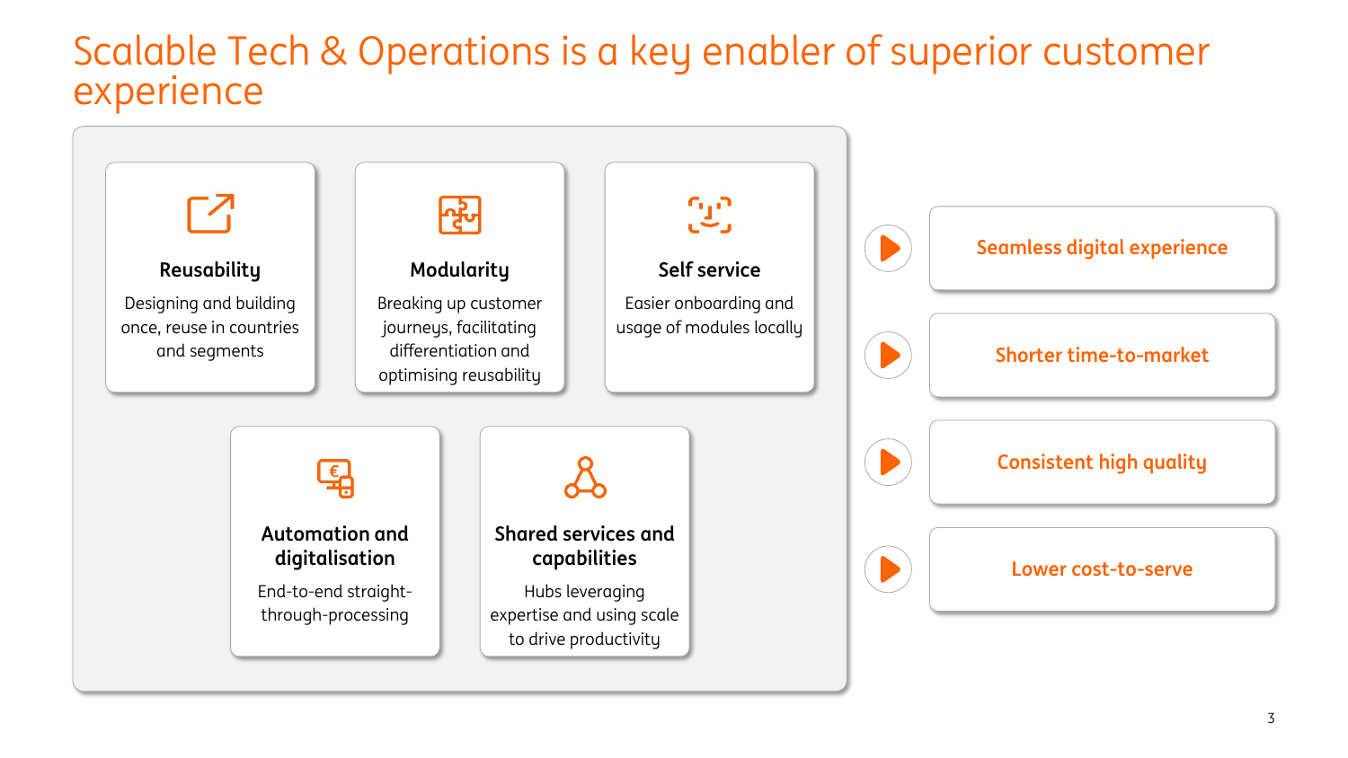# Scalable Tech & Operations is a key enabler of superior customer experience

**Reusability**

Designing and building once, reuse in countries and segments

**Modularity**

Breaking up customer journeys, facilitating differentiation and optimising reusability

**Self service**

Easier onboarding and usage of modules locally

**Automation and digitalisation**

End-to-end straight-through-processing

**Shared services and capabilities**

Hubs leveraging expertise and using scale to drive productivity

- Seamless digital experience
- Shorter time-to-market
- Consistent high quality
- Lower cost-to-serve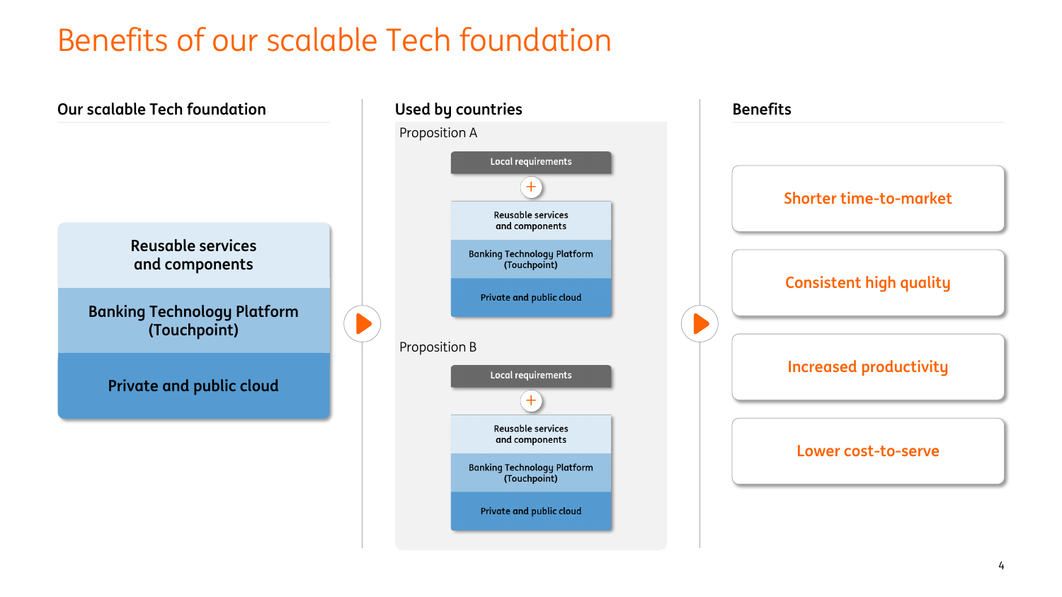# Benefits of our scalable Tech foundation

## Our scalable Tech foundation

- Reusable services and components
- Banking Technology Platform (Touchpoint)
- Private and public cloud

## Used by countries

### Proposition A

- Local requirements
- +
- Reusable services and components
- Banking Technology Platform (Touchpoint)
- Private and public cloud

### Proposition B

- Local requirements
- +
- Reusable services and components
- Banking Technology Platform (Touchpoint)
- Private and public cloud

## Benefits

- Shorter time-to-market
- Consistent high quality
- Increased productivity
- Lower cost-to-serve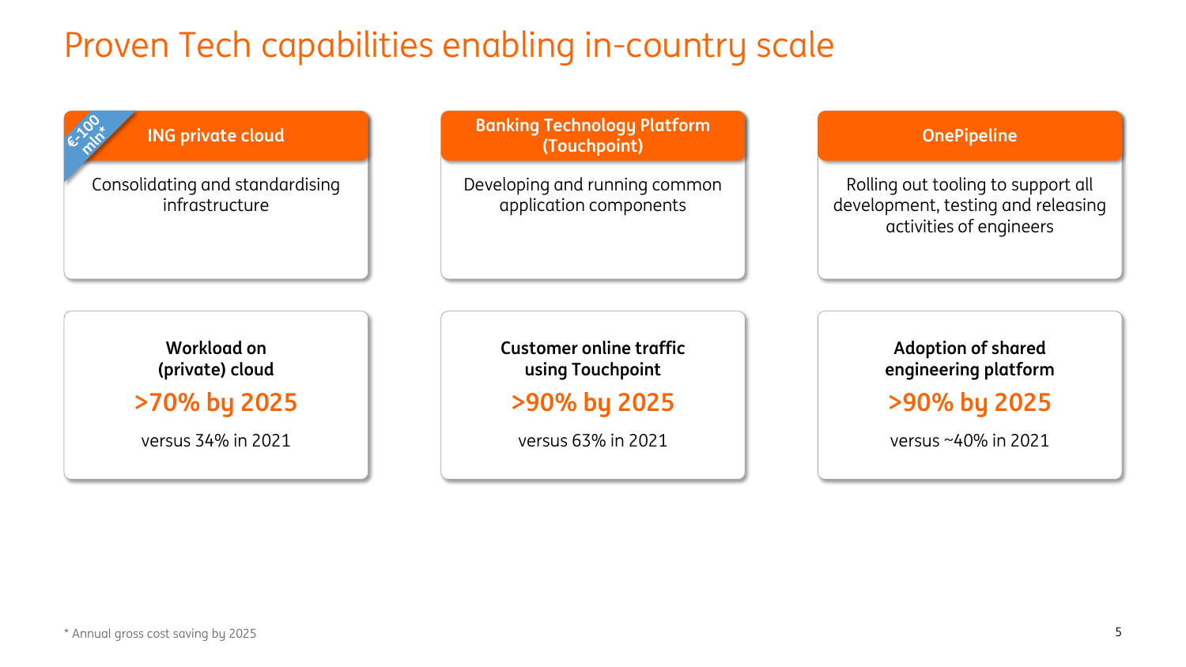# Proven Tech capabilities enabling in-country scale

## ING private cloud

€~100 mln*

Consolidating and standardising infrastructure

**Workload on (private) cloud**

**>70% by 2025**

versus 34% in 2021

## Banking Technology Platform (Touchpoint)

Developing and running common application components

**Customer online traffic using Touchpoint**

**>90% by 2025**

versus 63% in 2021

## OnePipeline

Rolling out tooling to support all development, testing and releasing activities of engineers

**Adoption of shared engineering platform**

**>90% by 2025**

versus ~40% in 2021

* Annual gross cost saving by 2025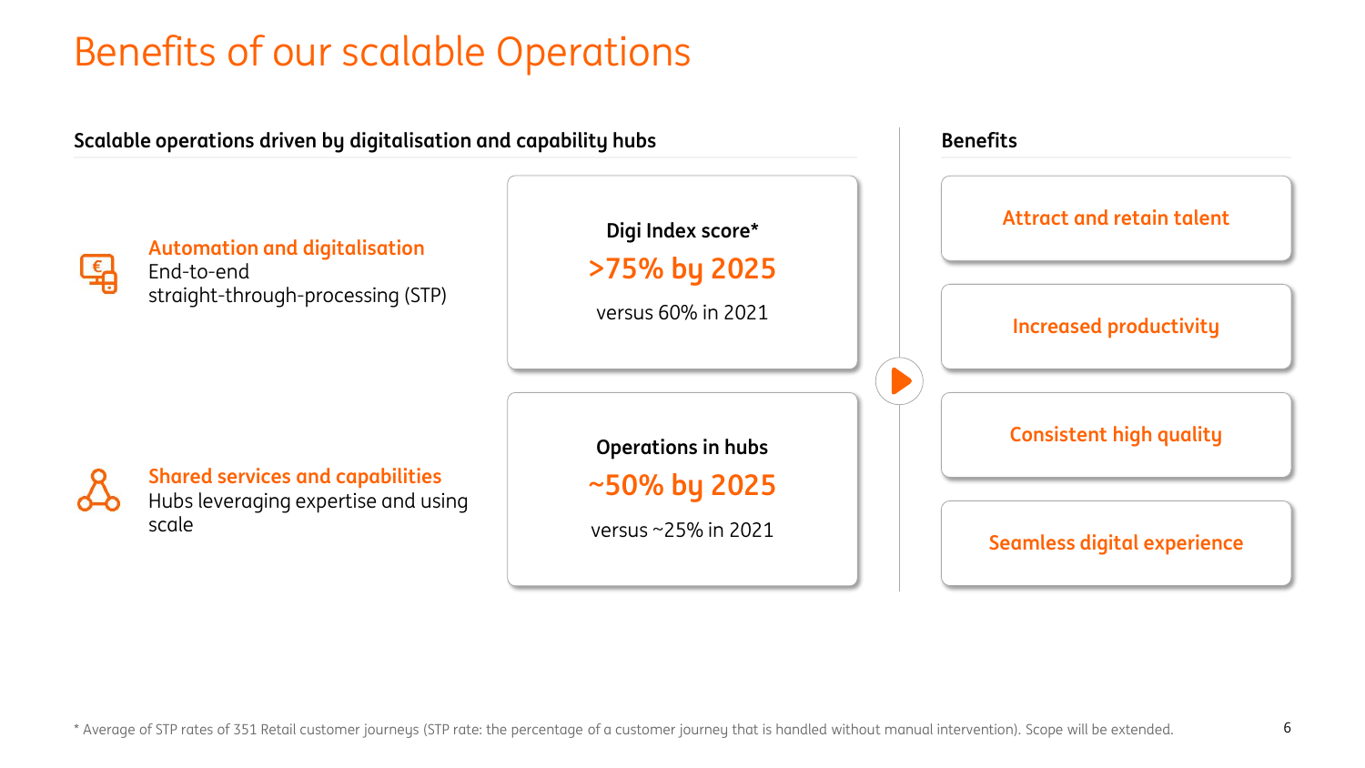# Benefits of our scalable Operations

## Scalable operations driven by digitalisation and capability hubs

**Automation and digitalisation**
End-to-end straight-through-processing (STP)

**Digi Index score***
**>75% by 2025**
versus 60% in 2021

**Shared services and capabilities**
Hubs leveraging expertise and using scale

**Operations in hubs**
**~50% by 2025**
versus ~25% in 2021

## Benefits

- Attract and retain talent
- Increased productivity
- Consistent high quality
- Seamless digital experience

* Average of STP rates of 351 Retail customer journeys (STP rate: the percentage of a customer journey that is handled without manual intervention). Scope will be extended.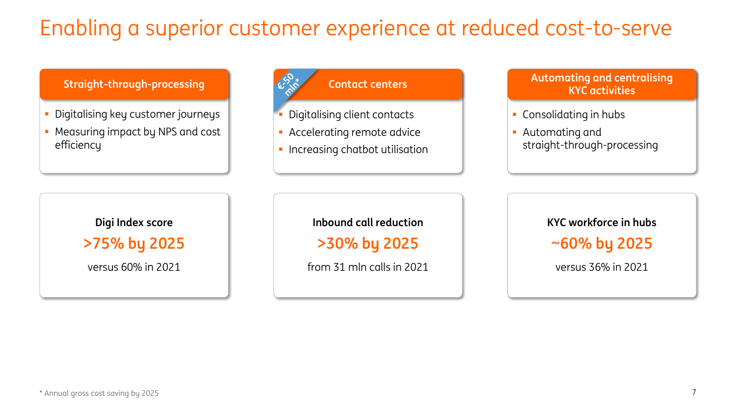# Enabling a superior customer experience at reduced cost-to-serve

## Straight-through-processing

- Digitalising key customer journeys
- Measuring impact by NPS and cost efficiency

**Digi Index score**

**>75% by 2025**

versus 60% in 2021

## Contact centers

€-50 mln*

- Digitalising client contacts
- Accelerating remote advice
- Increasing chatbot utilisation

**Inbound call reduction**

**>30% by 2025**

from 31 mln calls in 2021

## Automating and centralising KYC activities

- Consolidating in hubs
- Automating and straight-through-processing

**KYC workforce in hubs**

**~60% by 2025**

versus 36% in 2021

* Annual gross cost saving by 2025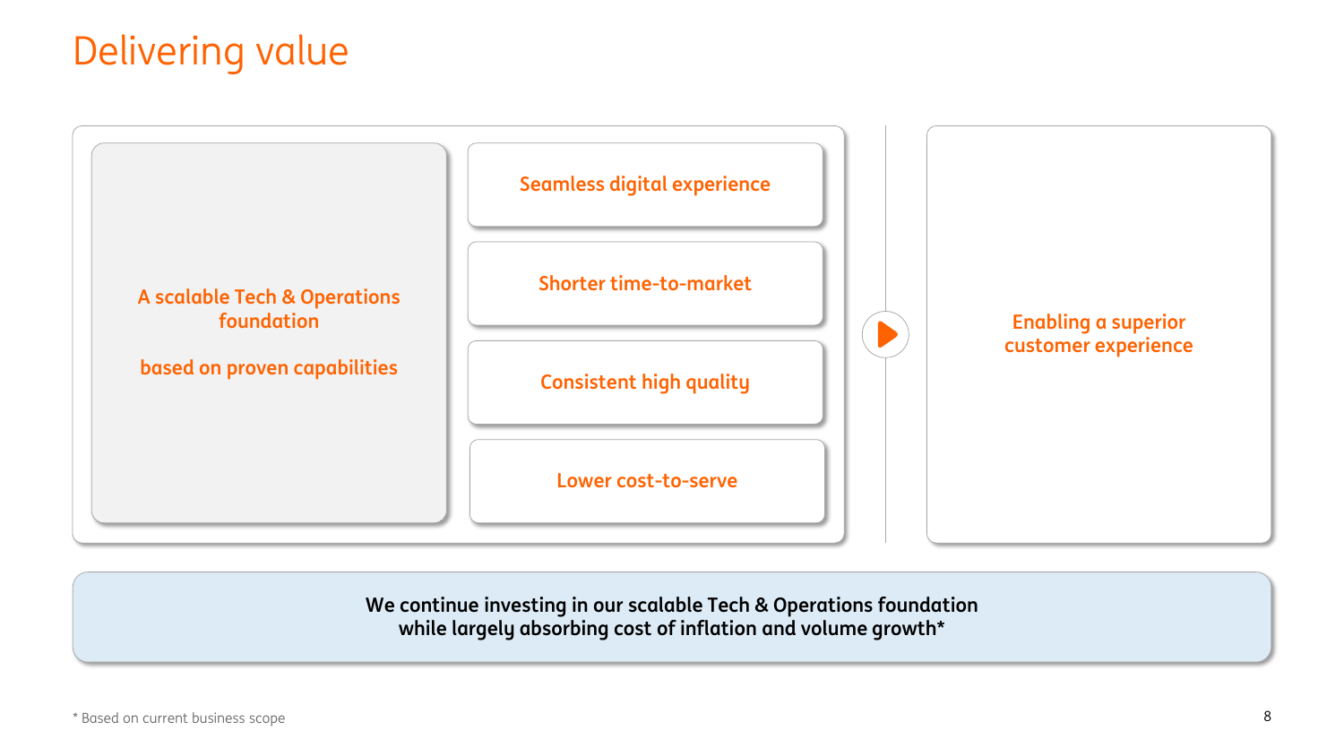# Delivering value

A scalable Tech & Operations foundation

based on proven capabilities

- Seamless digital experience
- Shorter time-to-market
- Consistent high quality
- Lower cost-to-serve

Enabling a superior customer experience

**We continue investing in our scalable Tech & Operations foundation while largely absorbing cost of inflation and volume growth***

* Based on current business scope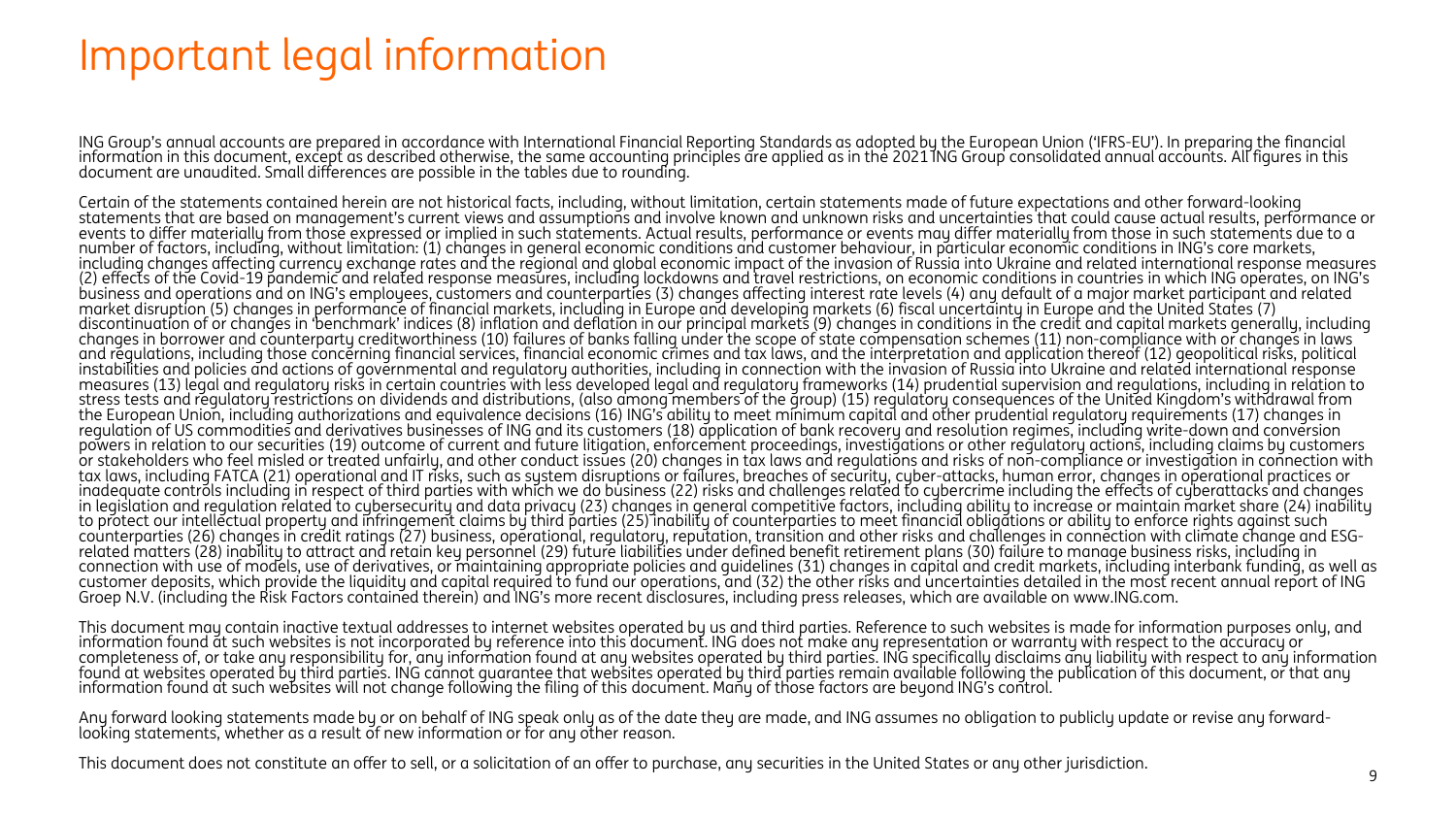# Important legal information

ING Group's annual accounts are prepared in accordance with International Financial Reporting Standards as adopted by the European Union ('IFRS-EU'). In preparing the financial information in this document, except as described otherwise, the same accounting principles are applied as in the 2021 ING Group consolidated annual accounts. All figures in this document are unaudited. Small differences are possible in the tables due to rounding.

Certain of the statements contained herein are not historical facts, including, without limitation, certain statements made of future expectations and other forward-looking statements that are based on management's current views and assumptions and involve known and unknown risks and uncertainties that could cause actual results, performance or events to differ materially from those expressed or implied in such statements. Actual results, performance or events may differ materially from those in such statements due to a number of factors, including, without limitation: (1) changes in general economic conditions and customer behaviour, in particular economic conditions in ING's core markets, including changes affecting currency exchange rates and the regional and global economic impact of the invasion of Russia into Ukraine and related international response measures (2) effects of the Covid-19 pandemic and related response measures, including lockdowns and travel restrictions, on economic conditions in countries in which ING operates, on ING's business and operations and on ING's employees, customers and counterparties (3) changes affecting interest rate levels (4) any default of a major market participant and related market disruption (5) changes in performance of financial markets, including in Europe and developing markets (6) fiscal uncertainty in Europe and the United States (7) discontinuation of or changes in 'benchmark' indices (8) inflation and deflation in our principal markets (9) changes in conditions in the credit and capital markets generally, including changes in borrower and counterparty creditworthiness (10) failures of banks falling under the scope of state compensation schemes (11) non-compliance with or changes in laws and regulations, including those concerning financial services, financial economic crimes and tax laws, and the interpretation and application thereof (12) geopolitical risks, political instabilities and policies and actions of governmental and regulatory authorities, including in connection with the invasion of Russia into Ukraine and related international response measures (13) legal and regulatory risks in certain countries with less developed legal and regulatory frameworks (14) prudential supervision and regulations, including in relation to stress tests and regulatory restrictions on dividends and distributions, (also among members of the group) (15) regulatory consequences of the United Kingdom's withdrawal from the European Union, including authorizations and equivalence decisions (16) ING's ability to meet minimum capital and other prudential regulatory requirements (17) changes in regulation of US commodities and derivatives businesses of ING and its customers (18) application of bank recovery and resolution regimes, including write-down and conversion powers in relation to our securities (19) outcome of current and future litigation, enforcement proceedings, investigations or other regulatory actions, including claims by customers or stakeholders who feel misled or treated unfairly, and other conduct issues (20) changes in tax laws and regulations and risks of non-compliance or investigation in connection with tax laws, including FATCA (21) operational and IT risks, such as system disruptions or failures, breaches of security, cyber-attacks, human error, changes in operational practices or inadequate controls including in respect of third parties with which we do business (22) risks and challenges related to cybercrime including the effects of cyberattacks and changes in legislation and regulation related to cybersecurity and data privacy (23) changes in general competitive factors, including ability to increase or maintain market share (24) inability to protect our intellectual property and infringement claims by third parties (25) inability of counterparties to meet financial obligations or ability to enforce rights against such counterparties (26) changes in credit ratings (27) business, operational, regulatory, reputation, transition and other risks and challenges in connection with climate change and ESG-related matters (28) inability to attract and retain key personnel (29) future liabilities under defined benefit retirement plans (30) failure to manage business risks, including in connection with use of models, use of derivatives, or maintaining appropriate policies and guidelines (31) changes in capital and credit markets, including interbank funding, as well as customer deposits, which provide the liquidity and capital required to fund our operations, and (32) the other risks and uncertainties detailed in the most recent annual report of ING Groep N.V. (including the Risk Factors contained therein) and ING's more recent disclosures, including press releases, which are available on www.ING.com.

This document may contain inactive textual addresses to internet websites operated by us and third parties. Reference to such websites is made for information purposes only, and information found at such websites is not incorporated by reference into this document. ING does not make any representation or warranty with respect to the accuracy or completeness of, or take any responsibility for, any information found at any websites operated by third parties. ING specifically disclaims any liability with respect to any information found at websites operated by third parties. ING cannot guarantee that websites operated by third parties remain available following the publication of this document, or that any information found at such websites will not change following the filing of this document. Many of those factors are beyond ING's control.

Any forward looking statements made by or on behalf of ING speak only as of the date they are made, and ING assumes no obligation to publicly update or revise any forward-looking statements, whether as a result of new information or for any other reason.

This document does not constitute an offer to sell, or a solicitation of an offer to purchase, any securities in the United States or any other jurisdiction.